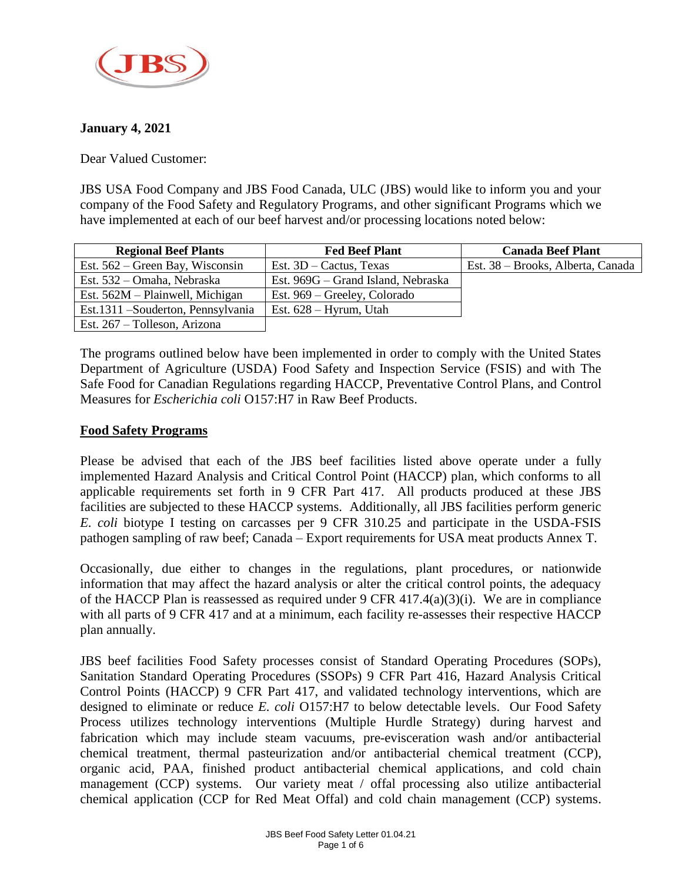**January 4, 2021**

Dear Valued Customer:

JBS USA Food Company and JBS Food Canada, ULC (JBS) would like to inform you and your company of the Food Safety and Regulatory Programs, and other significant Programs which we have implemented at each of our beef harvest and/or processing locations noted below:

| Regional Beef Plants | Fed Beef Plant | Canada Beef Plant |
|---|---|---|
| Est. 562 – Green Bay, Wisconsin | Est. 3D – Cactus, Texas | Est. 38 – Brooks, Alberta, Canada |
| Est. 532 – Omaha, Nebraska | Est. 969G – Grand Island, Nebraska | |
| Est. 562M – Plainwell, Michigan | Est. 969 – Greeley, Colorado | |
| Est.1311 –Souderton, Pennsylvania | Est. 628 – Hyrum, Utah | |
| Est. 267 – Tolleson, Arizona | | |

The programs outlined below have been implemented in order to comply with the United States Department of Agriculture (USDA) Food Safety and Inspection Service (FSIS) and with The Safe Food for Canadian Regulations regarding HACCP, Preventative Control Plans, and Control Measures for *Escherichia coli* O157:H7 in Raw Beef Products.

**Food Safety Programs**

Please be advised that each of the JBS beef facilities listed above operate under a fully implemented Hazard Analysis and Critical Control Point (HACCP) plan, which conforms to all applicable requirements set forth in 9 CFR Part 417. All products produced at these JBS facilities are subjected to these HACCP systems. Additionally, all JBS facilities perform generic *E. coli* biotype I testing on carcasses per 9 CFR 310.25 and participate in the USDA-FSIS pathogen sampling of raw beef; Canada – Export requirements for USA meat products Annex T.

Occasionally, due either to changes in the regulations, plant procedures, or nationwide information that may affect the hazard analysis or alter the critical control points, the adequacy of the HACCP Plan is reassessed as required under 9 CFR 417.4(a)(3)(i). We are in compliance with all parts of 9 CFR 417 and at a minimum, each facility re-assesses their respective HACCP plan annually.

JBS beef facilities Food Safety processes consist of Standard Operating Procedures (SOPs), Sanitation Standard Operating Procedures (SSOPs) 9 CFR Part 416, Hazard Analysis Critical Control Points (HACCP) 9 CFR Part 417, and validated technology interventions, which are designed to eliminate or reduce *E. coli* O157:H7 to below detectable levels. Our Food Safety Process utilizes technology interventions (Multiple Hurdle Strategy) during harvest and fabrication which may include steam vacuums, pre-evisceration wash and/or antibacterial chemical treatment, thermal pasteurization and/or antibacterial chemical treatment (CCP), organic acid, PAA, finished product antibacterial chemical applications, and cold chain management (CCP) systems. Our variety meat / offal processing also utilize antibacterial chemical application (CCP for Red Meat Offal) and cold chain management (CCP) systems.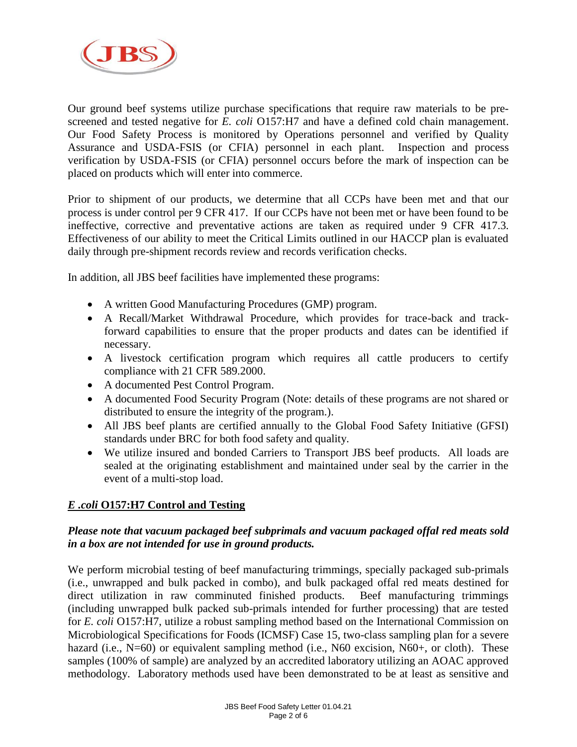Our ground beef systems utilize purchase specifications that require raw materials to be pre-screened and tested negative for *E. coli* O157:H7 and have a defined cold chain management. Our Food Safety Process is monitored by Operations personnel and verified by Quality Assurance and USDA-FSIS (or CFIA) personnel in each plant. Inspection and process verification by USDA-FSIS (or CFIA) personnel occurs before the mark of inspection can be placed on products which will enter into commerce.

Prior to shipment of our products, we determine that all CCPs have been met and that our process is under control per 9 CFR 417. If our CCPs have not been met or have been found to be ineffective, corrective and preventative actions are taken as required under 9 CFR 417.3. Effectiveness of our ability to meet the Critical Limits outlined in our HACCP plan is evaluated daily through pre-shipment records review and records verification checks.

In addition, all JBS beef facilities have implemented these programs:

- A written Good Manufacturing Procedures (GMP) program.
- A Recall/Market Withdrawal Procedure, which provides for trace-back and track-forward capabilities to ensure that the proper products and dates can be identified if necessary.
- A livestock certification program which requires all cattle producers to certify compliance with 21 CFR 589.2000.
- A documented Pest Control Program.
- A documented Food Security Program (Note: details of these programs are not shared or distributed to ensure the integrity of the program.).
- All JBS beef plants are certified annually to the Global Food Safety Initiative (GFSI) standards under BRC for both food safety and quality.
- We utilize insured and bonded Carriers to Transport JBS beef products. All loads are sealed at the originating establishment and maintained under seal by the carrier in the event of a multi-stop load.

## ***E .coli*** **O157:H7 Control and Testing**

***Please note that vacuum packaged beef subprimals and vacuum packaged offal red meats sold in a box are not intended for use in ground products.***

We perform microbial testing of beef manufacturing trimmings, specially packaged sub-primals (i.e., unwrapped and bulk packed in combo), and bulk packaged offal red meats destined for direct utilization in raw comminuted finished products. Beef manufacturing trimmings (including unwrapped bulk packed sub-primals intended for further processing) that are tested for *E. coli* O157:H7, utilize a robust sampling method based on the International Commission on Microbiological Specifications for Foods (ICMSF) Case 15, two-class sampling plan for a severe hazard (i.e., N=60) or equivalent sampling method (i.e., N60 excision, N60+, or cloth). These samples (100% of sample) are analyzed by an accredited laboratory utilizing an AOAC approved methodology. Laboratory methods used have been demonstrated to be at least as sensitive and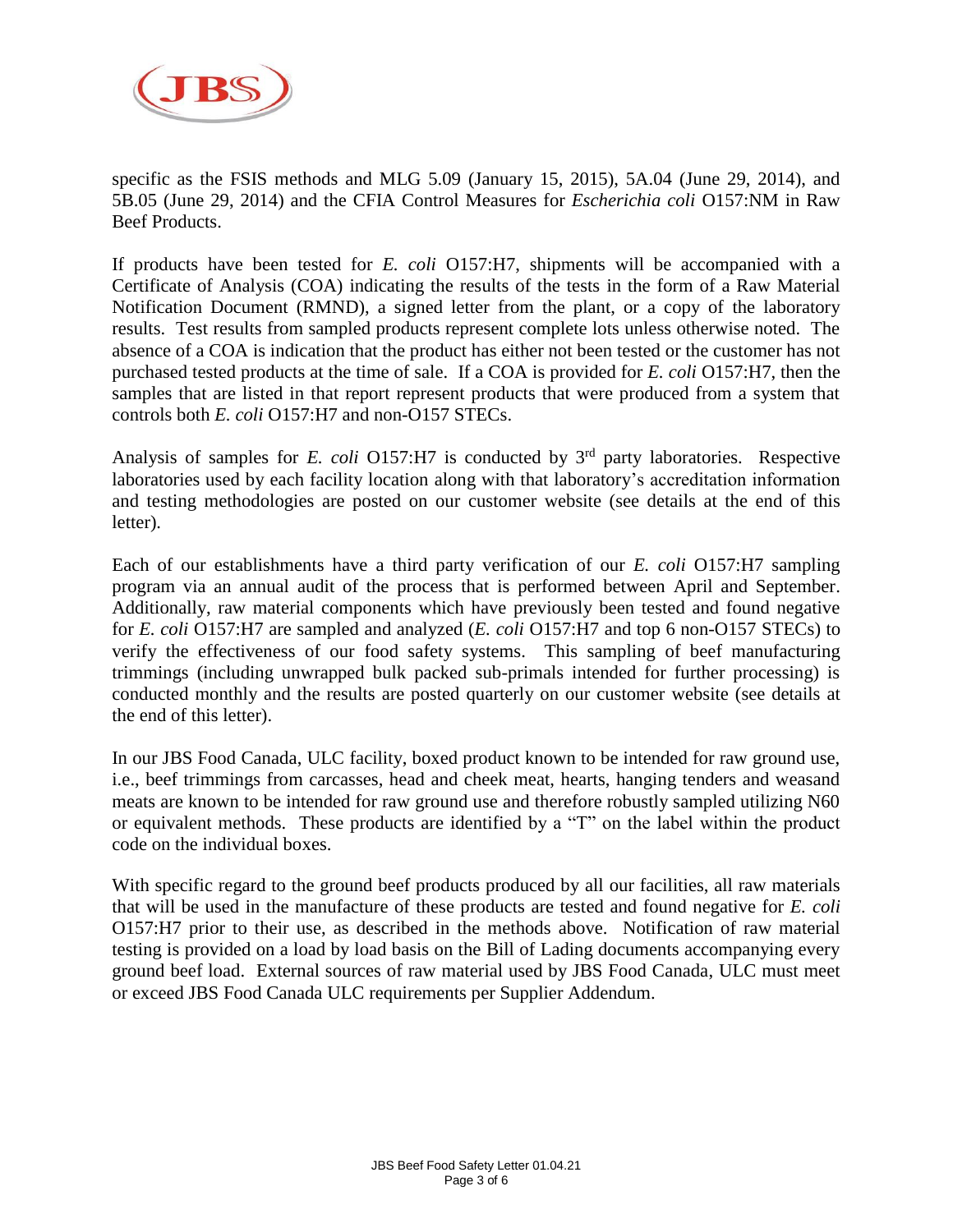specific as the FSIS methods and MLG 5.09 (January 15, 2015), 5A.04 (June 29, 2014), and 5B.05 (June 29, 2014) and the CFIA Control Measures for *Escherichia coli* O157:NM in Raw Beef Products.

If products have been tested for *E. coli* O157:H7, shipments will be accompanied with a Certificate of Analysis (COA) indicating the results of the tests in the form of a Raw Material Notification Document (RMND), a signed letter from the plant, or a copy of the laboratory results. Test results from sampled products represent complete lots unless otherwise noted. The absence of a COA is indication that the product has either not been tested or the customer has not purchased tested products at the time of sale. If a COA is provided for *E. coli* O157:H7, then the samples that are listed in that report represent products that were produced from a system that controls both *E. coli* O157:H7 and non-O157 STECs.

Analysis of samples for *E. coli* O157:H7 is conducted by 3rd party laboratories. Respective laboratories used by each facility location along with that laboratory's accreditation information and testing methodologies are posted on our customer website (see details at the end of this letter).

Each of our establishments have a third party verification of our *E. coli* O157:H7 sampling program via an annual audit of the process that is performed between April and September. Additionally, raw material components which have previously been tested and found negative for *E. coli* O157:H7 are sampled and analyzed (*E. coli* O157:H7 and top 6 non-O157 STECs) to verify the effectiveness of our food safety systems. This sampling of beef manufacturing trimmings (including unwrapped bulk packed sub-primals intended for further processing) is conducted monthly and the results are posted quarterly on our customer website (see details at the end of this letter).

In our JBS Food Canada, ULC facility, boxed product known to be intended for raw ground use, i.e., beef trimmings from carcasses, head and cheek meat, hearts, hanging tenders and weasand meats are known to be intended for raw ground use and therefore robustly sampled utilizing N60 or equivalent methods. These products are identified by a "T" on the label within the product code on the individual boxes.

With specific regard to the ground beef products produced by all our facilities, all raw materials that will be used in the manufacture of these products are tested and found negative for *E. coli* O157:H7 prior to their use, as described in the methods above. Notification of raw material testing is provided on a load by load basis on the Bill of Lading documents accompanying every ground beef load. External sources of raw material used by JBS Food Canada, ULC must meet or exceed JBS Food Canada ULC requirements per Supplier Addendum.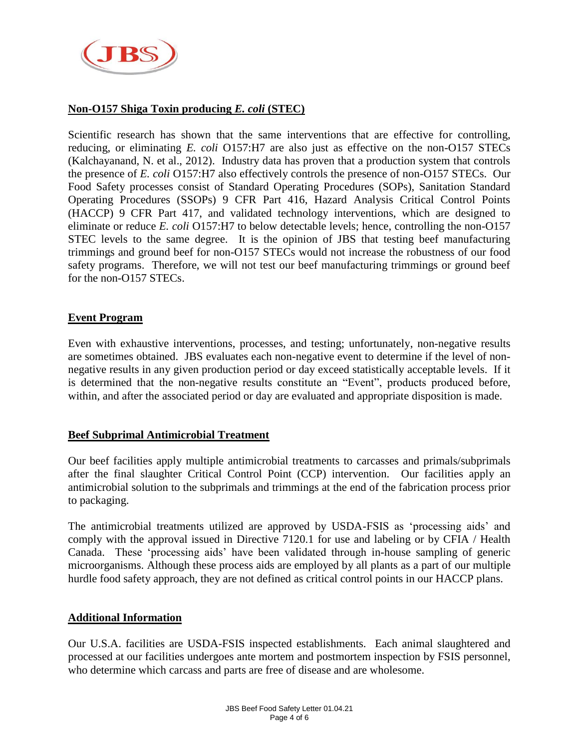## Non-O157 Shiga Toxin producing *E. coli* (STEC)

Scientific research has shown that the same interventions that are effective for controlling, reducing, or eliminating *E. coli* O157:H7 are also just as effective on the non-O157 STECs (Kalchayanand, N. et al., 2012). Industry data has proven that a production system that controls the presence of *E. coli* O157:H7 also effectively controls the presence of non-O157 STECs. Our Food Safety processes consist of Standard Operating Procedures (SOPs), Sanitation Standard Operating Procedures (SSOPs) 9 CFR Part 416, Hazard Analysis Critical Control Points (HACCP) 9 CFR Part 417, and validated technology interventions, which are designed to eliminate or reduce *E. coli* O157:H7 to below detectable levels; hence, controlling the non-O157 STEC levels to the same degree. It is the opinion of JBS that testing beef manufacturing trimmings and ground beef for non-O157 STECs would not increase the robustness of our food safety programs. Therefore, we will not test our beef manufacturing trimmings or ground beef for the non-O157 STECs.

## Event Program

Even with exhaustive interventions, processes, and testing; unfortunately, non-negative results are sometimes obtained. JBS evaluates each non-negative event to determine if the level of non-negative results in any given production period or day exceed statistically acceptable levels. If it is determined that the non-negative results constitute an "Event", products produced before, within, and after the associated period or day are evaluated and appropriate disposition is made.

## Beef Subprimal Antimicrobial Treatment

Our beef facilities apply multiple antimicrobial treatments to carcasses and primals/subprimals after the final slaughter Critical Control Point (CCP) intervention. Our facilities apply an antimicrobial solution to the subprimals and trimmings at the end of the fabrication process prior to packaging.

The antimicrobial treatments utilized are approved by USDA-FSIS as 'processing aids' and comply with the approval issued in Directive 7120.1 for use and labeling or by CFIA / Health Canada. These 'processing aids' have been validated through in-house sampling of generic microorganisms. Although these process aids are employed by all plants as a part of our multiple hurdle food safety approach, they are not defined as critical control points in our HACCP plans.

## Additional Information

Our U.S.A. facilities are USDA-FSIS inspected establishments. Each animal slaughtered and processed at our facilities undergoes ante mortem and postmortem inspection by FSIS personnel, who determine which carcass and parts are free of disease and are wholesome.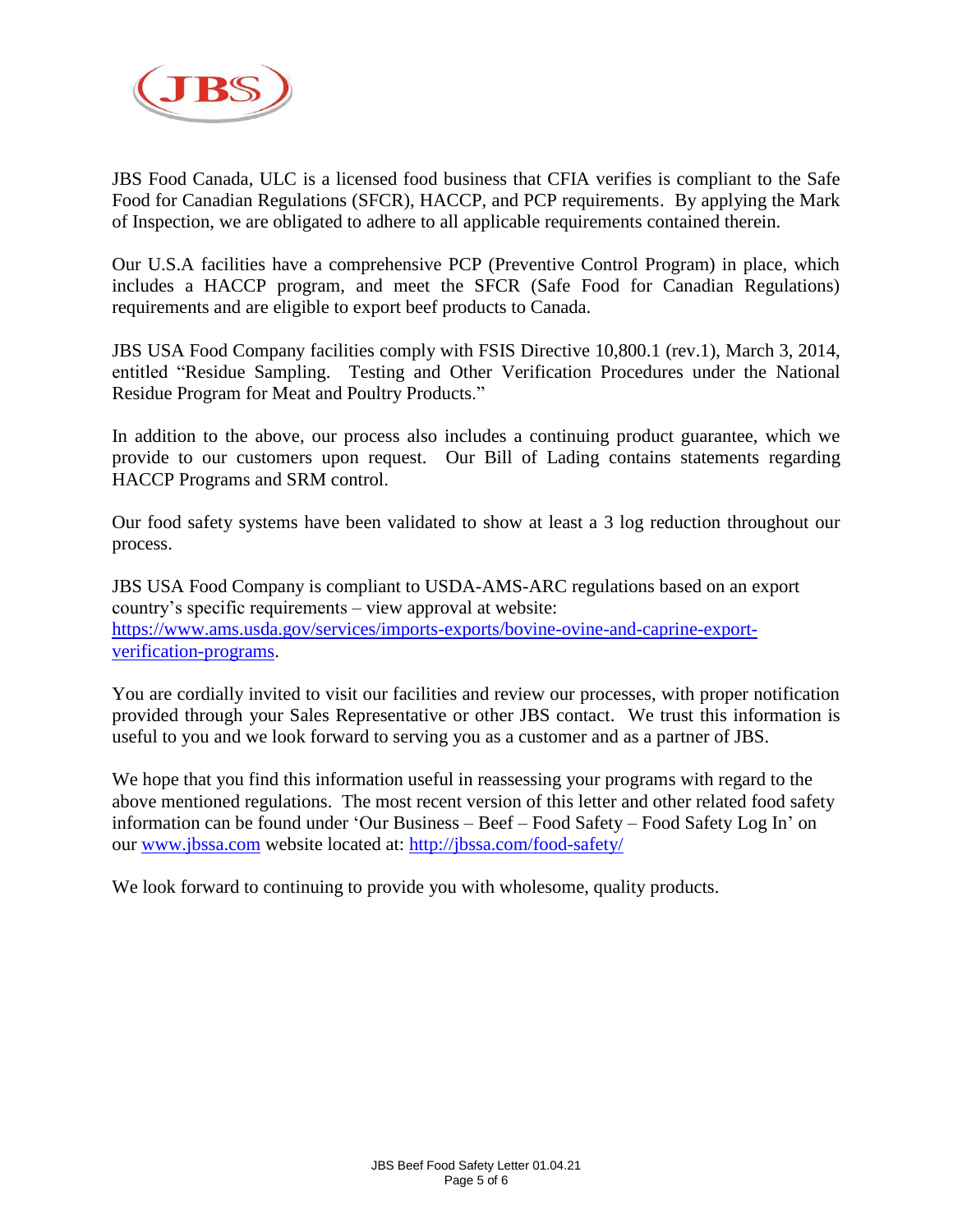JBS Food Canada, ULC is a licensed food business that CFIA verifies is compliant to the Safe Food for Canadian Regulations (SFCR), HACCP, and PCP requirements. By applying the Mark of Inspection, we are obligated to adhere to all applicable requirements contained therein.

Our U.S.A facilities have a comprehensive PCP (Preventive Control Program) in place, which includes a HACCP program, and meet the SFCR (Safe Food for Canadian Regulations) requirements and are eligible to export beef products to Canada.

JBS USA Food Company facilities comply with FSIS Directive 10,800.1 (rev.1), March 3, 2014, entitled "Residue Sampling. Testing and Other Verification Procedures under the National Residue Program for Meat and Poultry Products."

In addition to the above, our process also includes a continuing product guarantee, which we provide to our customers upon request. Our Bill of Lading contains statements regarding HACCP Programs and SRM control.

Our food safety systems have been validated to show at least a 3 log reduction throughout our process.

JBS USA Food Company is compliant to USDA-AMS-ARC regulations based on an export country's specific requirements – view approval at website: [https://www.ams.usda.gov/services/imports-exports/bovine-ovine-and-caprine-export-verification-programs](https://www.ams.usda.gov/services/imports-exports/bovine-ovine-and-caprine-export-verification-programs).

You are cordially invited to visit our facilities and review our processes, with proper notification provided through your Sales Representative or other JBS contact. We trust this information is useful to you and we look forward to serving you as a customer and as a partner of JBS.

We hope that you find this information useful in reassessing your programs with regard to the above mentioned regulations. The most recent version of this letter and other related food safety information can be found under 'Our Business – Beef – Food Safety – Food Safety Log In' on our [www.jbssa.com](http://www.jbssa.com) website located at: [http://jbssa.com/food-safety/](http://jbssa.com/food-safety/)

We look forward to continuing to provide you with wholesome, quality products.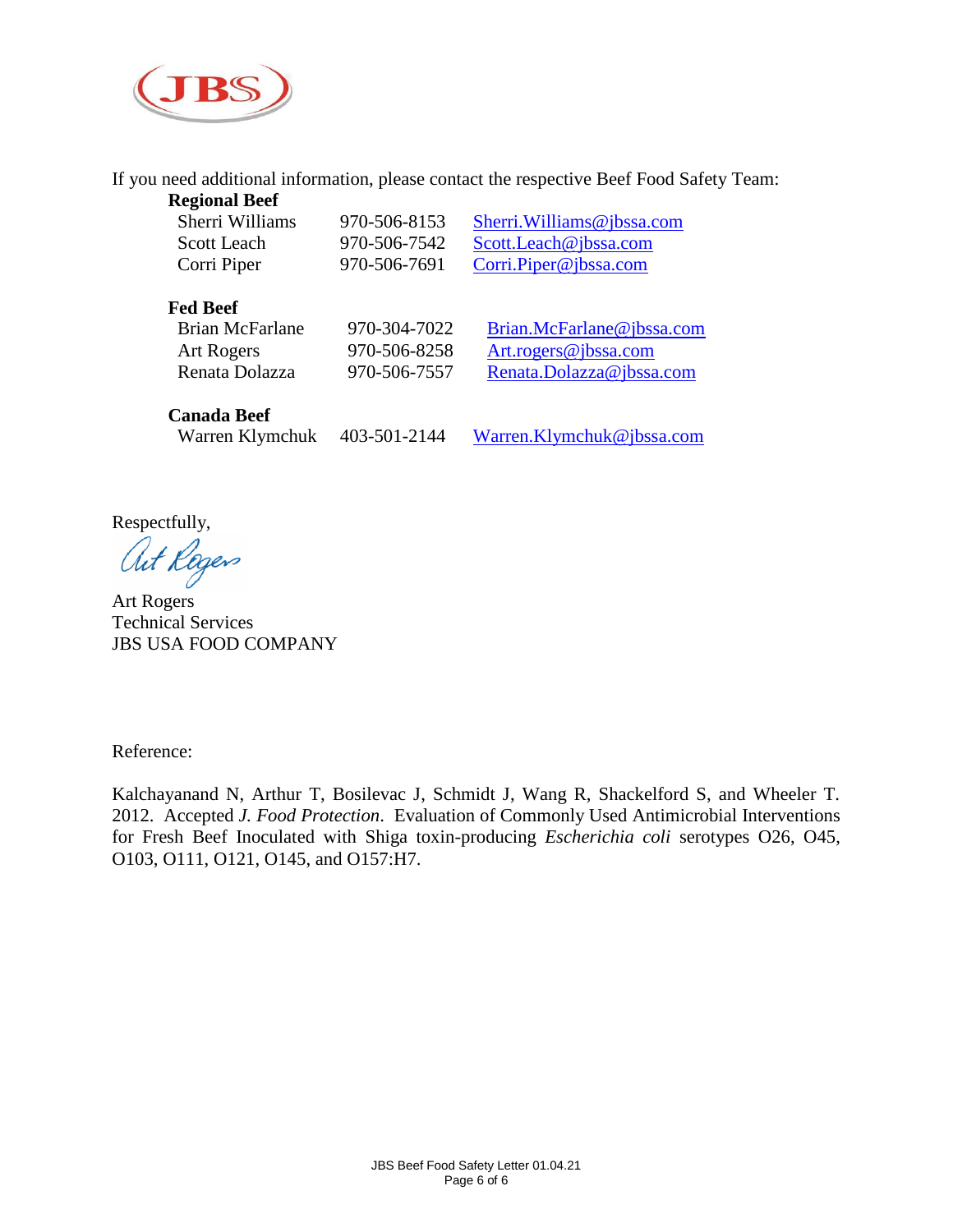If you need additional information, please contact the respective Beef Food Safety Team:

**Regional Beef**

| | | |
|---|---|---|
| Sherri Williams | 970-506-8153 | Sherri.Williams@jbssa.com |
| Scott Leach | 970-506-7542 | Scott.Leach@jbssa.com |
| Corri Piper | 970-506-7691 | Corri.Piper@jbssa.com |

**Fed Beef**

| | | |
|---|---|---|
| Brian McFarlane | 970-304-7022 | Brian.McFarlane@jbssa.com |
| Art Rogers | 970-506-8258 | Art.rogers@jbssa.com |
| Renata Dolazza | 970-506-7557 | Renata.Dolazza@jbssa.com |

**Canada Beef**

| | | |
|---|---|---|
| Warren Klymchuk | 403-501-2144 | Warren.Klymchuk@jbssa.com |

Respectfully,

Art Rogers
Technical Services
JBS USA FOOD COMPANY

Reference:

Kalchayanand N, Arthur T, Bosilevac J, Schmidt J, Wang R, Shackelford S, and Wheeler T. 2012. Accepted *J. Food Protection*. Evaluation of Commonly Used Antimicrobial Interventions for Fresh Beef Inoculated with Shiga toxin-producing *Escherichia coli* serotypes O26, O45, O103, O111, O121, O145, and O157:H7.